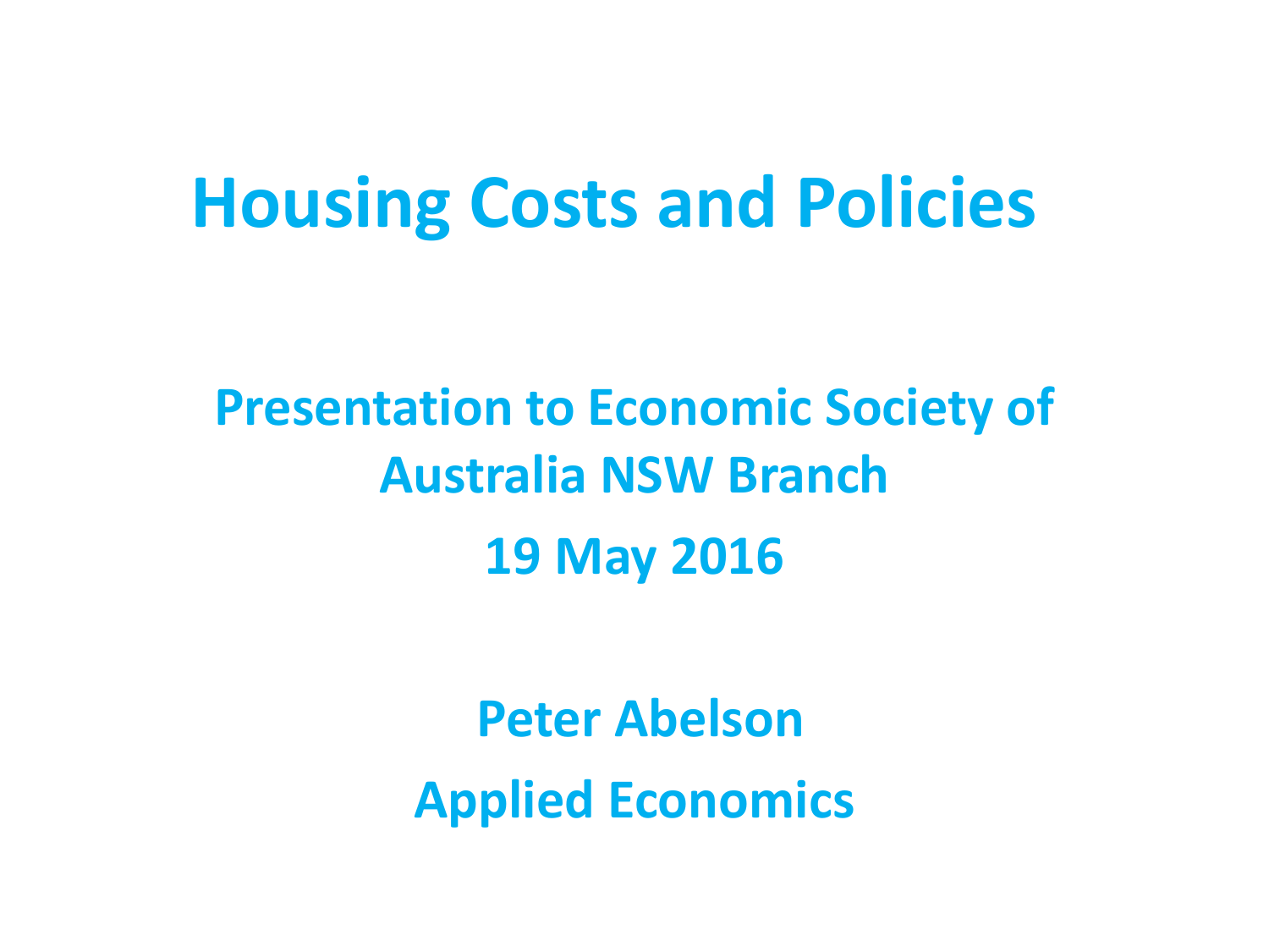# Housing Costs and Policies

Presentation to Economic Society of Australia NSW Branch

19 May 2016

Peter Abelson

Applied Economics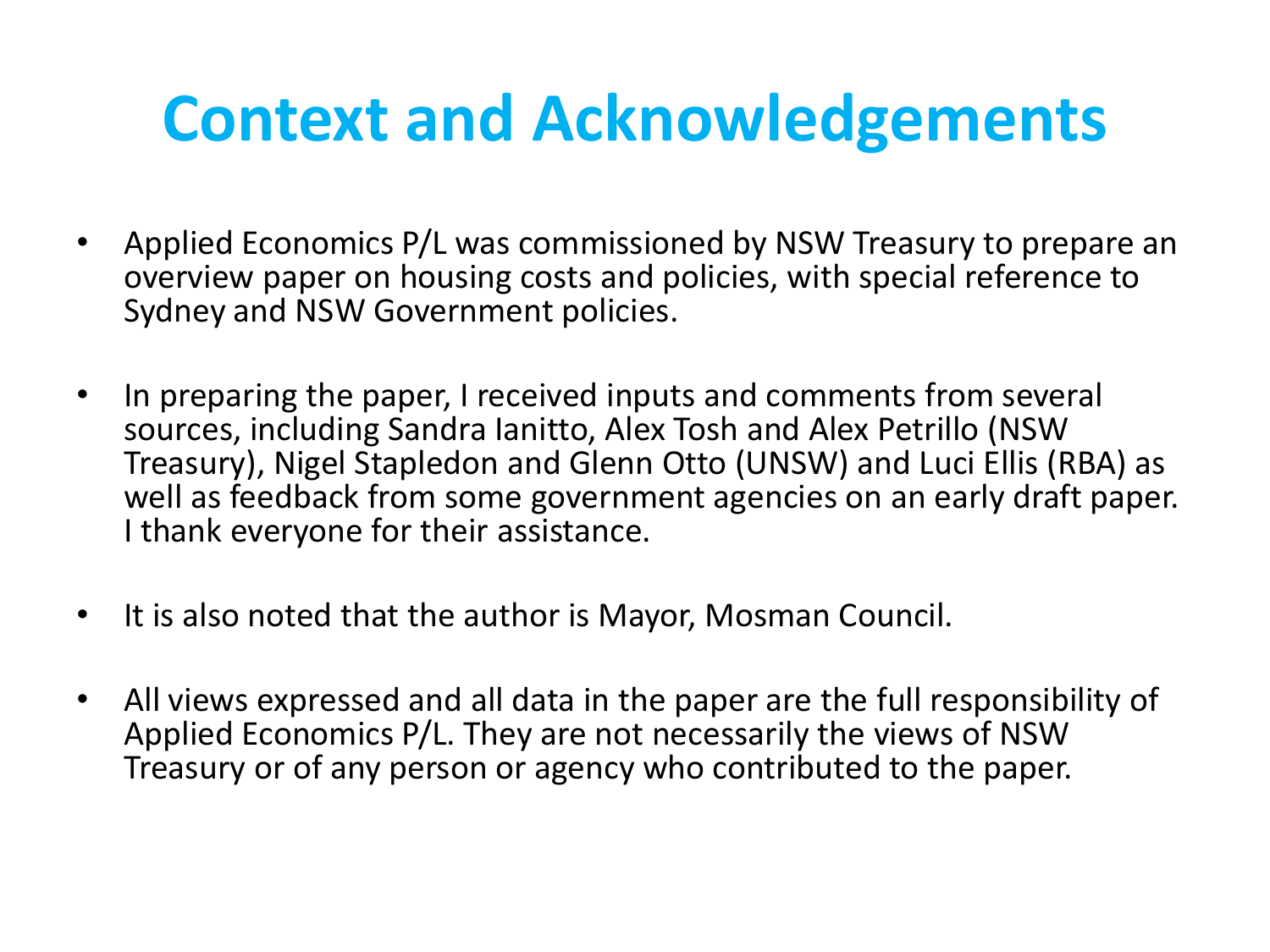# Context and Acknowledgements

- Applied Economics P/L was commissioned by NSW Treasury to prepare an overview paper on housing costs and policies, with special reference to Sydney and NSW Government policies.

- In preparing the paper, I received inputs and comments from several sources, including Sandra Ianitto, Alex Tosh and Alex Petrillo (NSW Treasury), Nigel Stapledon and Glenn Otto (UNSW) and Luci Ellis (RBA) as well as feedback from some government agencies on an early draft paper. I thank everyone for their assistance.

- It is also noted that the author is Mayor, Mosman Council.

- All views expressed and all data in the paper are the full responsibility of Applied Economics P/L. They are not necessarily the views of NSW Treasury or of any person or agency who contributed to the paper.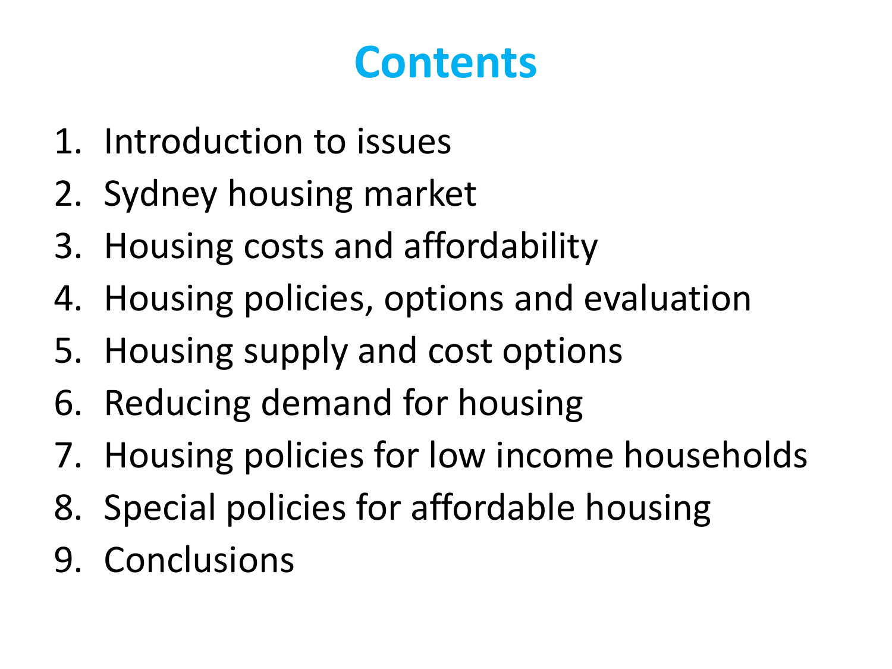# Contents

1. Introduction to issues
2. Sydney housing market
3. Housing costs and affordability
4. Housing policies, options and evaluation
5. Housing supply and cost options
6. Reducing demand for housing
7. Housing policies for low income households
8. Special policies for affordable housing
9. Conclusions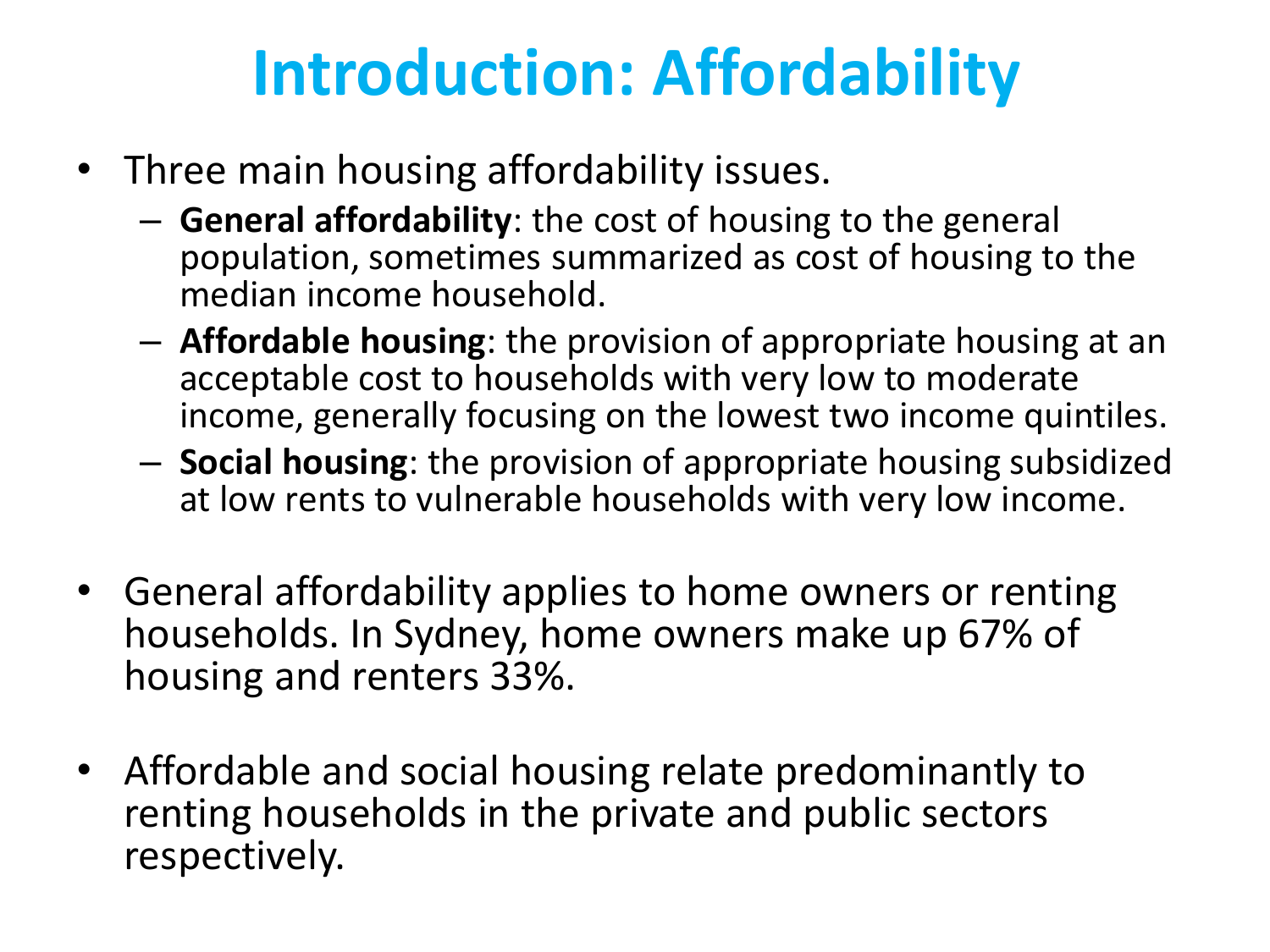# Introduction: Affordability

- Three main housing affordability issues.
  - **General affordability**: the cost of housing to the general population, sometimes summarized as cost of housing to the median income household.
  - **Affordable housing**: the provision of appropriate housing at an acceptable cost to households with very low to moderate income, generally focusing on the lowest two income quintiles.
  - **Social housing**: the provision of appropriate housing subsidized at low rents to vulnerable households with very low income.

- General affordability applies to home owners or renting households. In Sydney, home owners make up 67% of housing and renters 33%.

- Affordable and social housing relate predominantly to renting households in the private and public sectors respectively.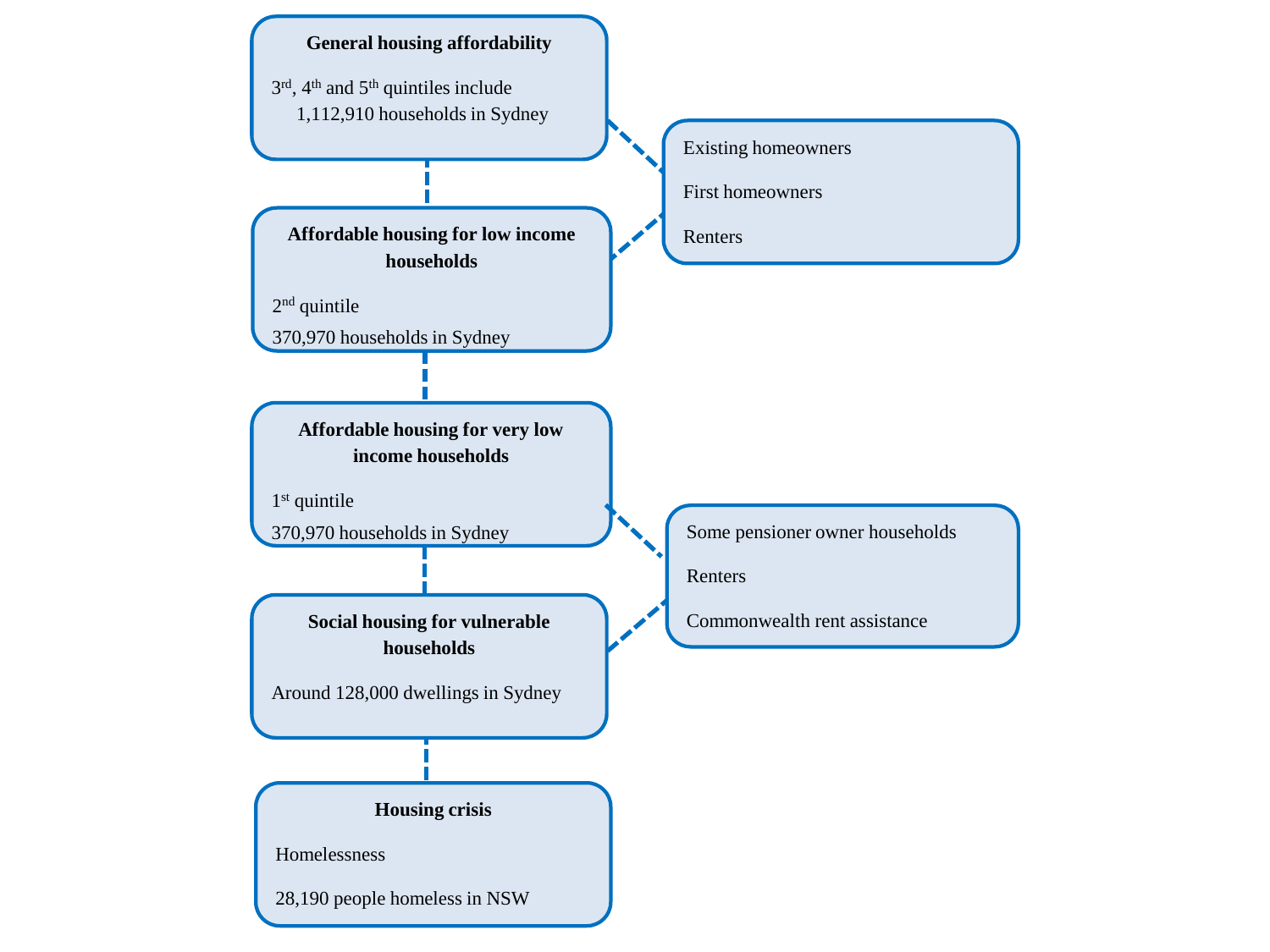**General housing affordability**

3rd, 4th and 5th quintiles include 1,112,910 households in Sydney

**Affordable housing for low income households**

2nd quintile

370,970 households in Sydney

**Affordable housing for very low income households**

1st quintile

370,970 households in Sydney

**Social housing for vulnerable households**

Around 128,000 dwellings in Sydney

**Housing crisis**

Homelessness

28,190 people homeless in NSW

---

Existing homeowners

First homeowners

Renters

---

Some pensioner owner households

Renters

Commonwealth rent assistance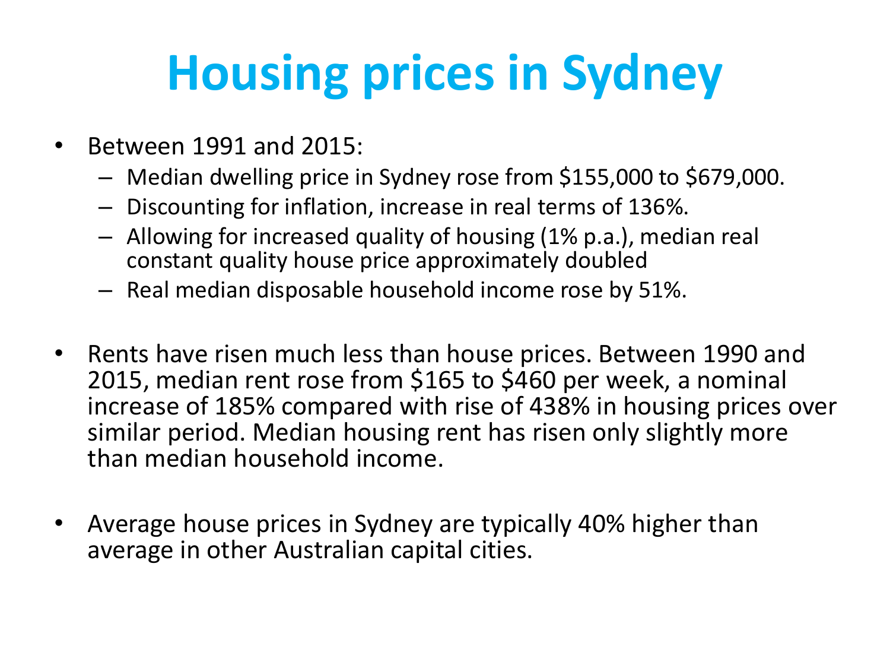# Housing prices in Sydney

- Between 1991 and 2015:
  - Median dwelling price in Sydney rose from $155,000 to $679,000.
  - Discounting for inflation, increase in real terms of 136%.
  - Allowing for increased quality of housing (1% p.a.), median real constant quality house price approximately doubled
  - Real median disposable household income rose by 51%.

- Rents have risen much less than house prices. Between 1990 and 2015, median rent rose from $165 to $460 per week, a nominal increase of 185% compared with rise of 438% in housing prices over similar period. Median housing rent has risen only slightly more than median household income.

- Average house prices in Sydney are typically 40% higher than average in other Australian capital cities.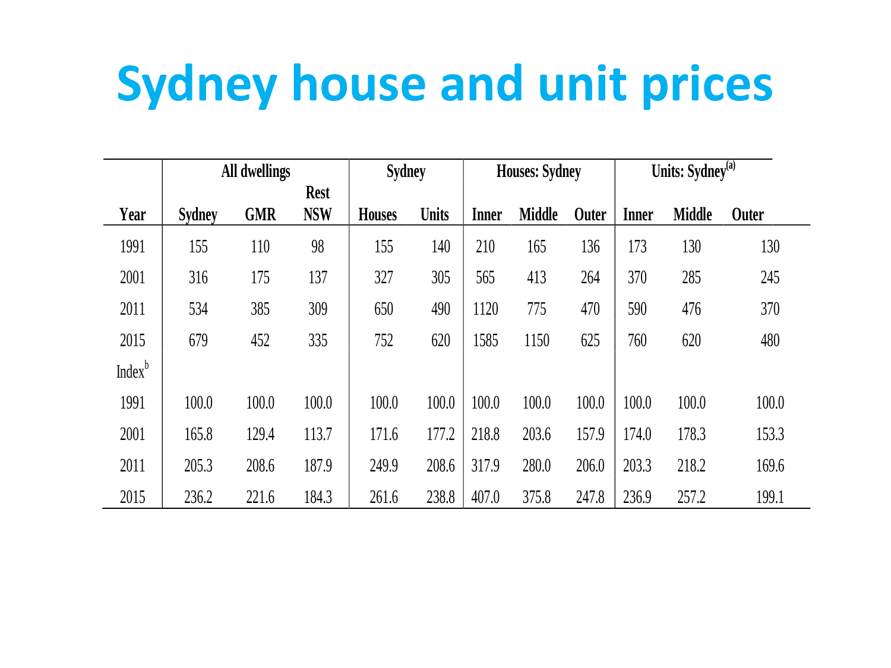# Sydney house and unit prices

| Year | All dwellings | | | Sydney | | Houses: Sydney | | | Units: Sydney[a] | | |
|---|---|---|---|---|---|---|---|---|---|---|---|
| | Sydney | GMR | Rest NSW | Houses | Units | Inner | Middle | Outer | Inner | Middle | Outer |
| 1991 | 155 | 110 | 98 | 155 | 140 | 210 | 165 | 136 | 173 | 130 | 130 |
| 2001 | 316 | 175 | 137 | 327 | 305 | 565 | 413 | 264 | 370 | 285 | 245 |
| 2011 | 534 | 385 | 309 | 650 | 490 | 1120 | 775 | 470 | 590 | 476 | 370 |
| 2015 | 679 | 452 | 335 | 752 | 620 | 1585 | 1150 | 625 | 760 | 620 | 480 |
| Index[b] | | | | | | | | | | | |
| 1991 | 100.0 | 100.0 | 100.0 | 100.0 | 100.0 | 100.0 | 100.0 | 100.0 | 100.0 | 100.0 | 100.0 |
| 2001 | 165.8 | 129.4 | 113.7 | 171.6 | 177.2 | 218.8 | 203.6 | 157.9 | 174.0 | 178.3 | 153.3 |
| 2011 | 205.3 | 208.6 | 187.9 | 249.9 | 208.6 | 317.9 | 280.0 | 206.0 | 203.3 | 218.2 | 169.6 |
| 2015 | 236.2 | 221.6 | 184.3 | 261.6 | 238.8 | 407.0 | 375.8 | 247.8 | 236.9 | 257.2 | 199.1 |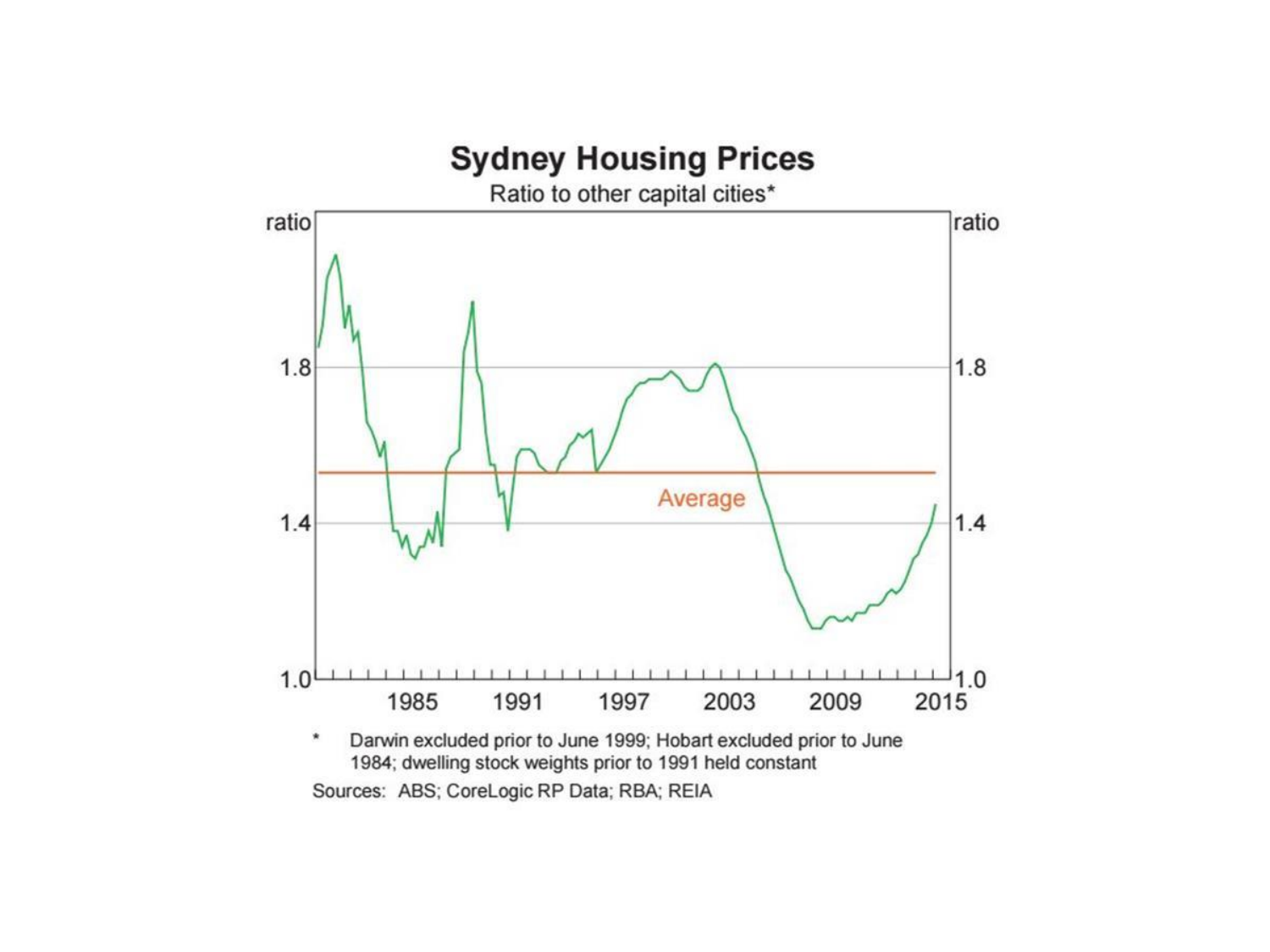## Sydney Housing Prices

Ratio to other capital cities*

\* Darwin excluded prior to June 1999; Hobart excluded prior to June 1984; dwelling stock weights prior to 1991 held constant

Sources: ABS; CoreLogic RP Data; RBA; REIA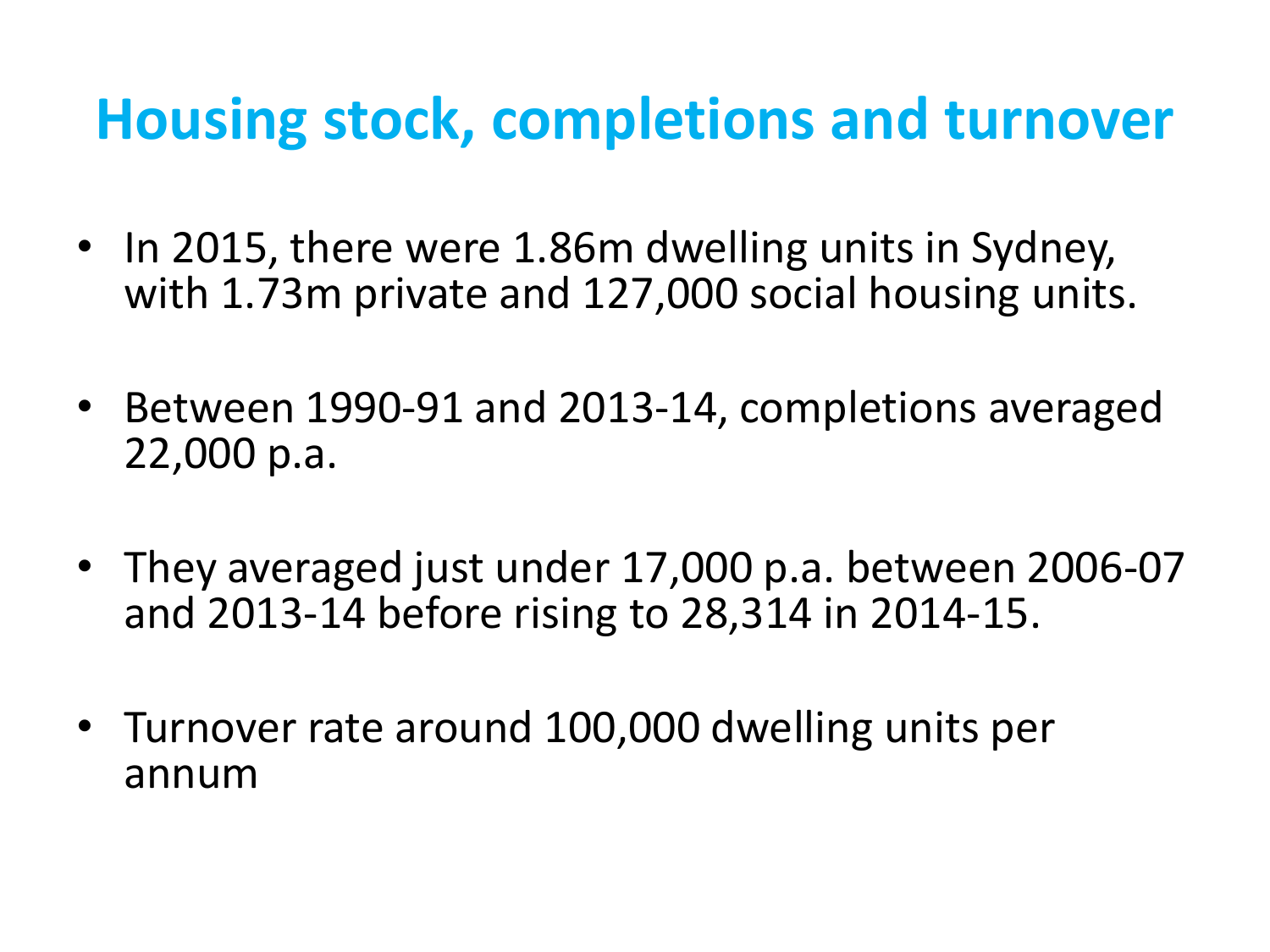# Housing stock, completions and turnover

- In 2015, there were 1.86m dwelling units in Sydney, with 1.73m private and 127,000 social housing units.
- Between 1990-91 and 2013-14, completions averaged 22,000 p.a.
- They averaged just under 17,000 p.a. between 2006-07 and 2013-14 before rising to 28,314 in 2014-15.
- Turnover rate around 100,000 dwelling units per annum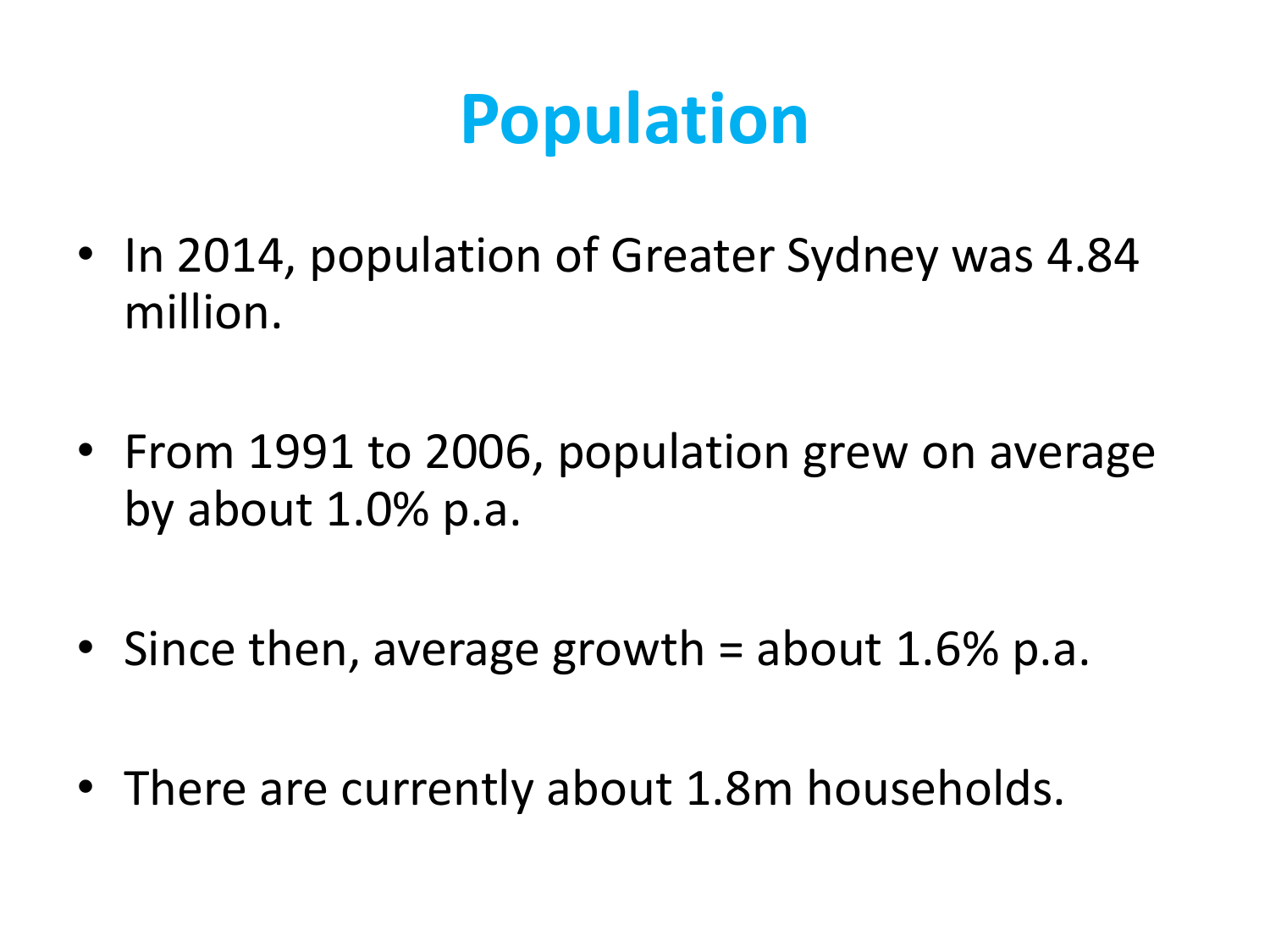# Population

- In 2014, population of Greater Sydney was 4.84 million.
- From 1991 to 2006, population grew on average by about 1.0% p.a.
- Since then, average growth = about 1.6% p.a.
- There are currently about 1.8m households.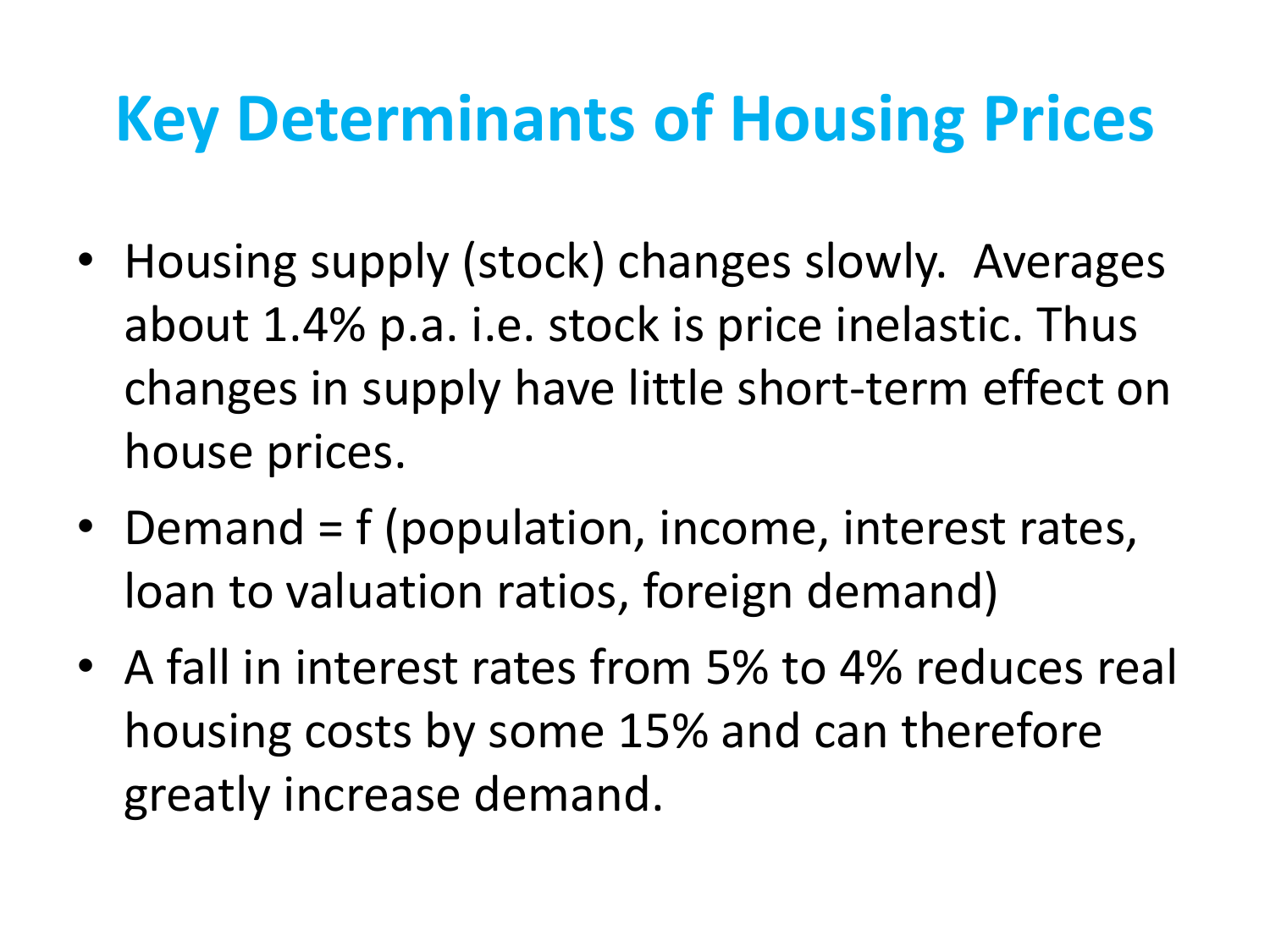# Key Determinants of Housing Prices

- Housing supply (stock) changes slowly.  Averages about 1.4% p.a. i.e. stock is price inelastic. Thus changes in supply have little short-term effect on house prices.
- Demand = f (population, income, interest rates, loan to valuation ratios, foreign demand)
- A fall in interest rates from 5% to 4% reduces real housing costs by some 15% and can therefore greatly increase demand.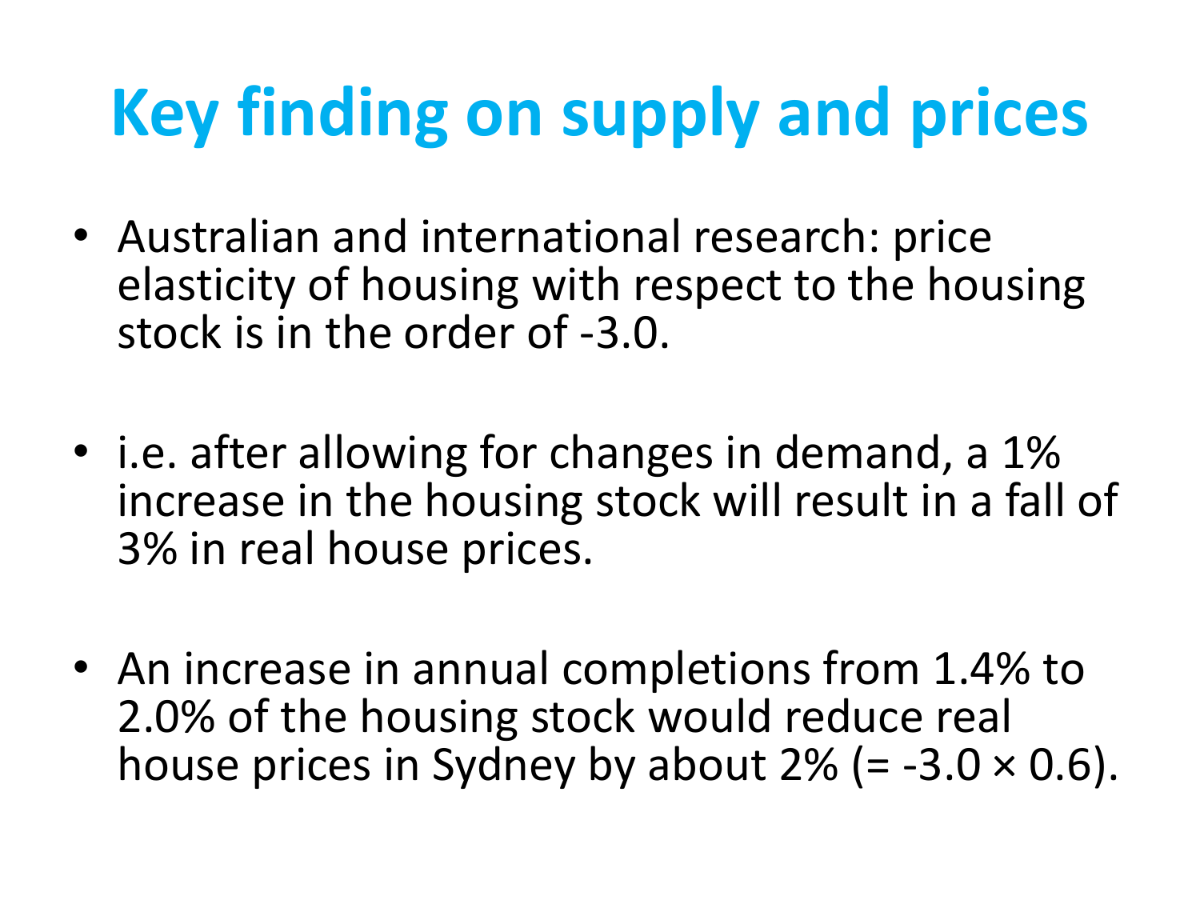# Key finding on supply and prices

- Australian and international research: price elasticity of housing with respect to the housing stock is in the order of -3.0.

- i.e. after allowing for changes in demand, a 1% increase in the housing stock will result in a fall of 3% in real house prices.

- An increase in annual completions from 1.4% to 2.0% of the housing stock would reduce real house prices in Sydney by about 2% (= $-3.0 \times 0.6$).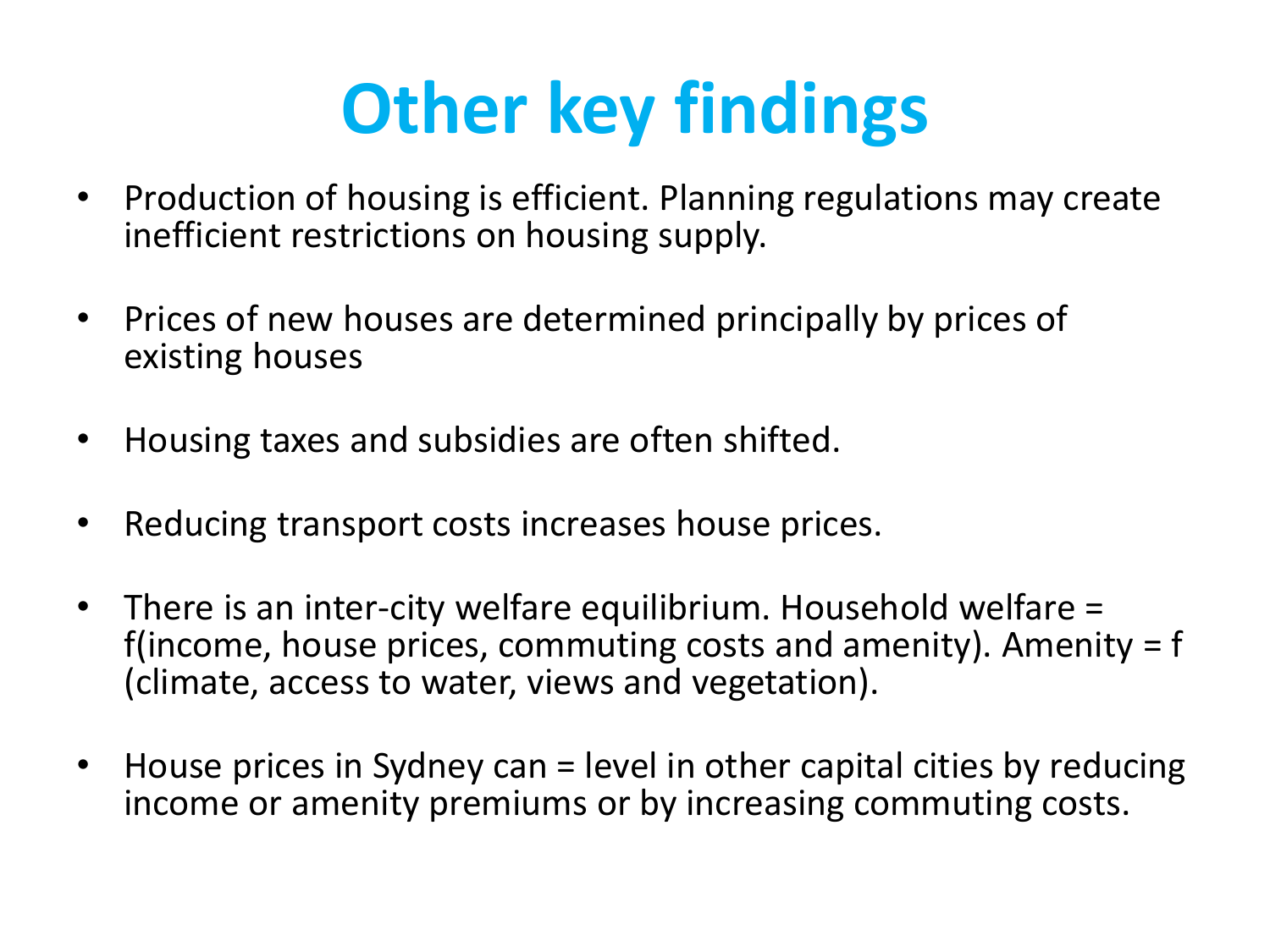# Other key findings

- Production of housing is efficient. Planning regulations may create inefficient restrictions on housing supply.
- Prices of new houses are determined principally by prices of existing houses
- Housing taxes and subsidies are often shifted.
- Reducing transport costs increases house prices.
- There is an inter-city welfare equilibrium. Household welfare = f(income, house prices, commuting costs and amenity). Amenity = f (climate, access to water, views and vegetation).
- House prices in Sydney can = level in other capital cities by reducing income or amenity premiums or by increasing commuting costs.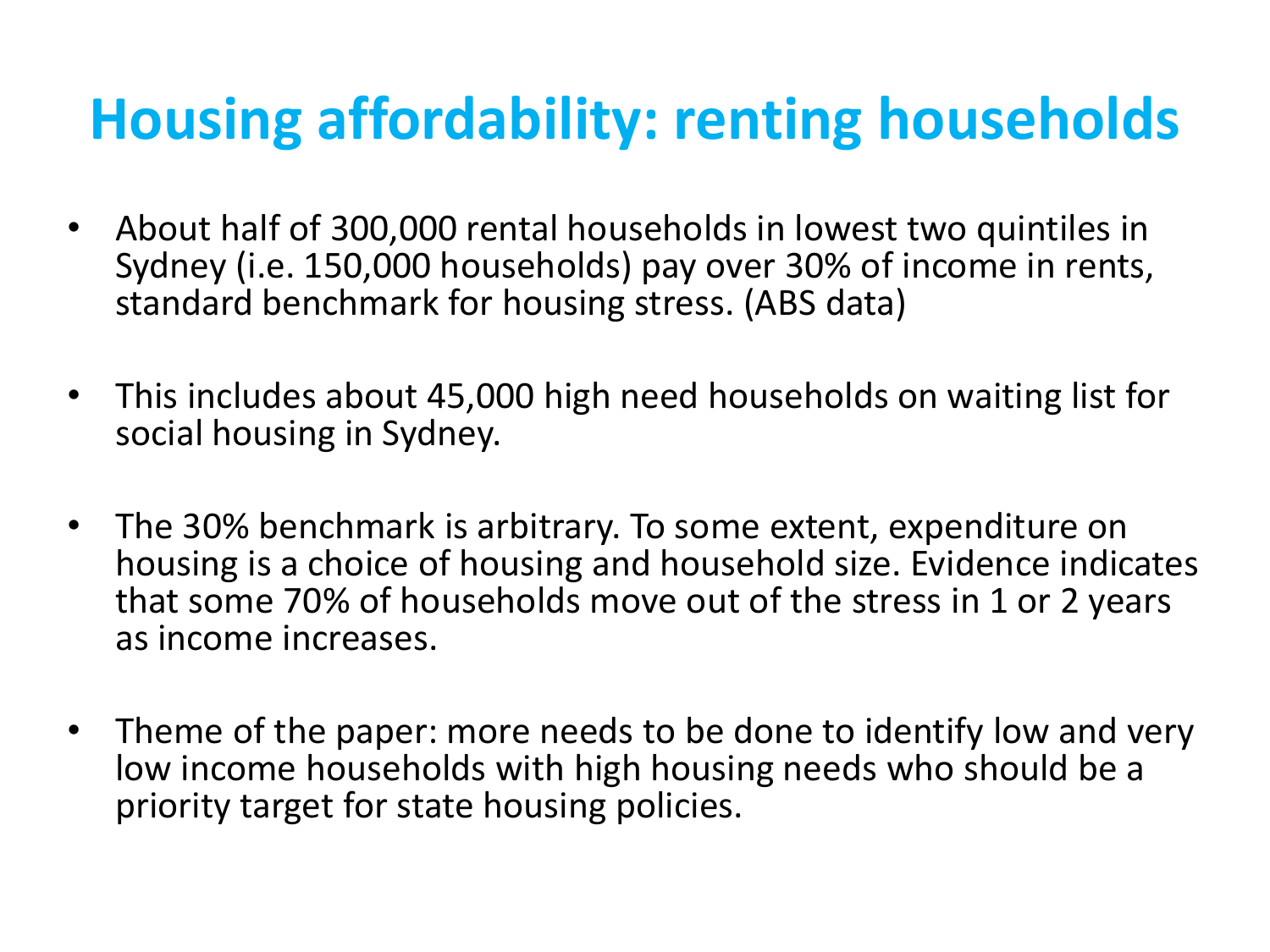# Housing affordability: renting households

- About half of 300,000 rental households in lowest two quintiles in Sydney (i.e. 150,000 households) pay over 30% of income in rents, standard benchmark for housing stress. (ABS data)

- This includes about 45,000 high need households on waiting list for social housing in Sydney.

- The 30% benchmark is arbitrary. To some extent, expenditure on housing is a choice of housing and household size. Evidence indicates that some 70% of households move out of the stress in 1 or 2 years as income increases.

- Theme of the paper: more needs to be done to identify low and very low income households with high housing needs who should be a priority target for state housing policies.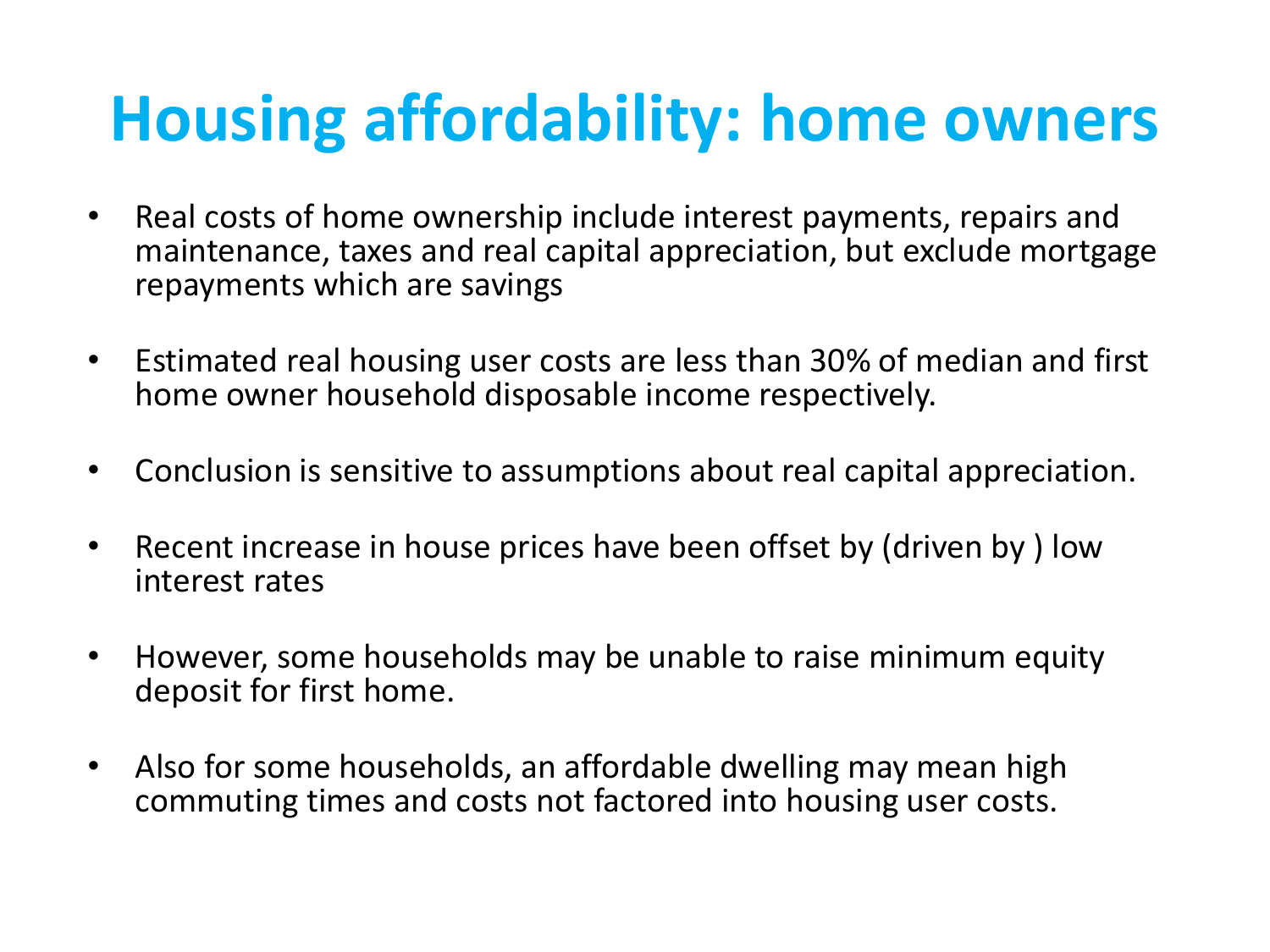# Housing affordability: home owners

- Real costs of home ownership include interest payments, repairs and maintenance, taxes and real capital appreciation, but exclude mortgage repayments which are savings
- Estimated real housing user costs are less than 30% of median and first home owner household disposable income respectively.
- Conclusion is sensitive to assumptions about real capital appreciation.
- Recent increase in house prices have been offset by (driven by ) low interest rates
- However, some households may be unable to raise minimum equity deposit for first home.
- Also for some households, an affordable dwelling may mean high commuting times and costs not factored into housing user costs.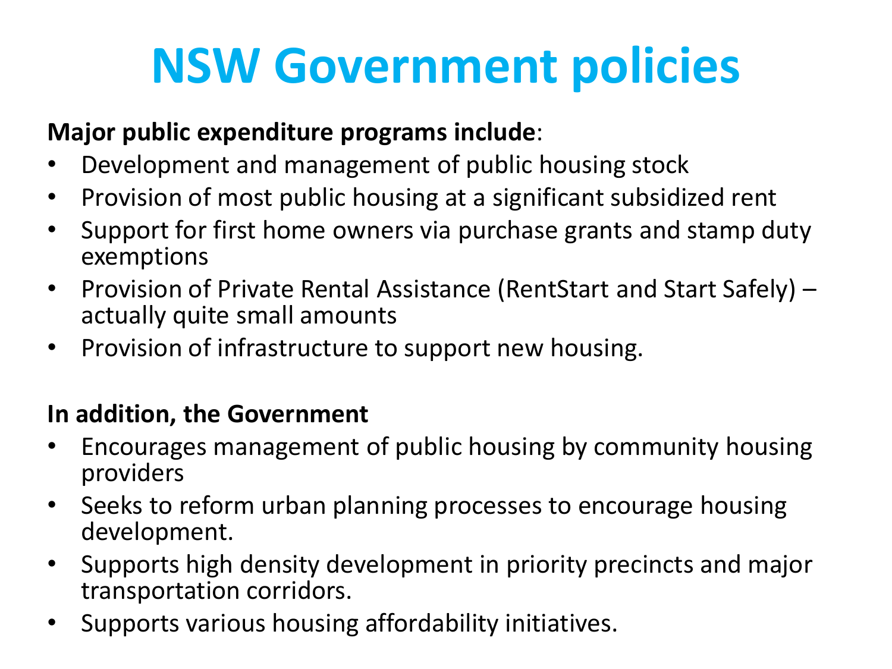# NSW Government policies

**Major public expenditure programs include**:

- Development and management of public housing stock
- Provision of most public housing at a significant subsidized rent
- Support for first home owners via purchase grants and stamp duty exemptions
- Provision of Private Rental Assistance (RentStart and Start Safely) – actually quite small amounts
- Provision of infrastructure to support new housing.

**In addition, the Government**

- Encourages management of public housing by community housing providers
- Seeks to reform urban planning processes to encourage housing development.
- Supports high density development in priority precincts and major transportation corridors.
- Supports various housing affordability initiatives.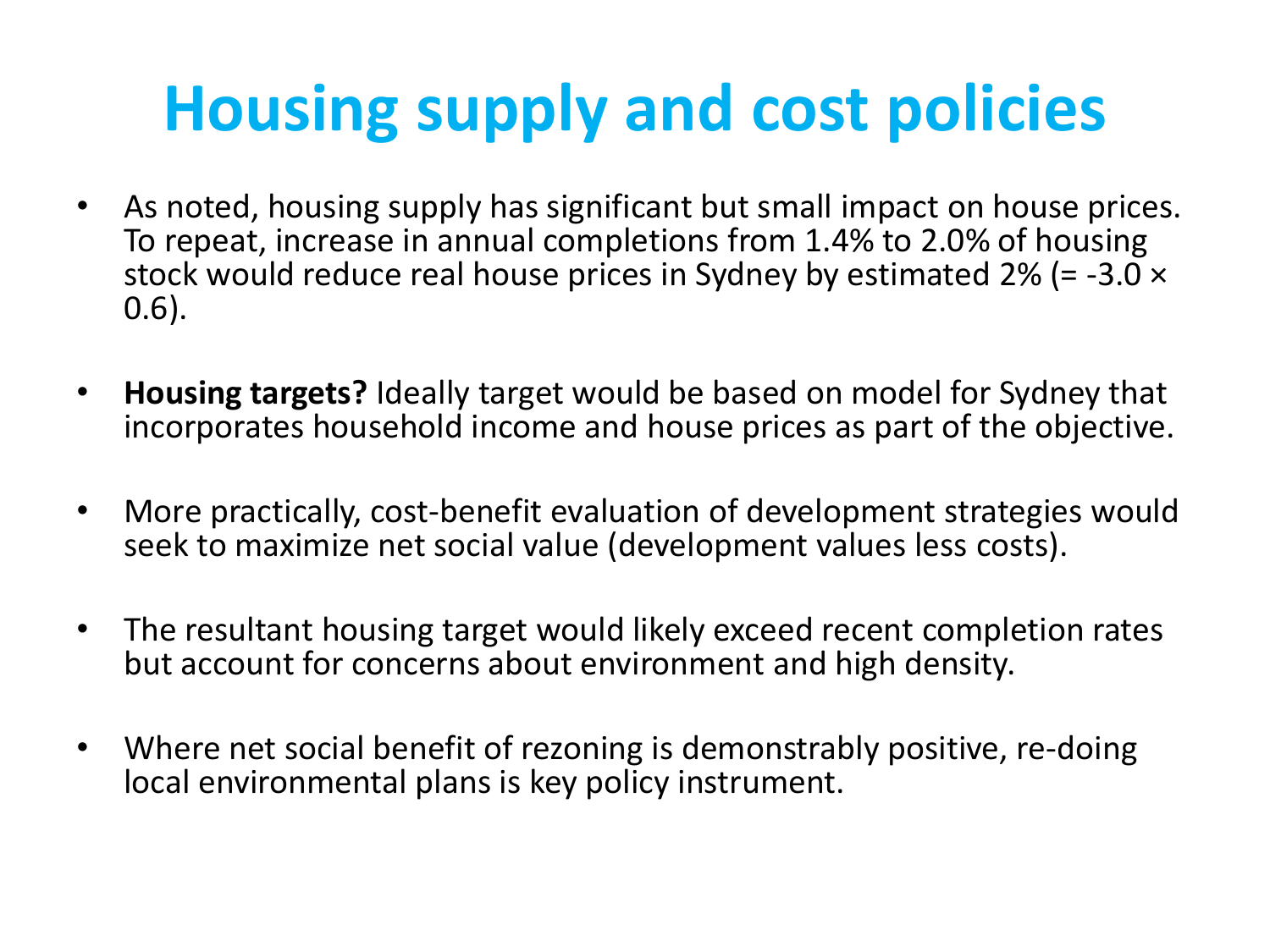# Housing supply and cost policies

- As noted, housing supply has significant but small impact on house prices. To repeat, increase in annual completions from 1.4% to 2.0% of housing stock would reduce real house prices in Sydney by estimated 2% (= $-3.0 \times 0.6$).

- **Housing targets?** Ideally target would be based on model for Sydney that incorporates household income and house prices as part of the objective.

- More practically, cost-benefit evaluation of development strategies would seek to maximize net social value (development values less costs).

- The resultant housing target would likely exceed recent completion rates but account for concerns about environment and high density.

- Where net social benefit of rezoning is demonstrably positive, re-doing local environmental plans is key policy instrument.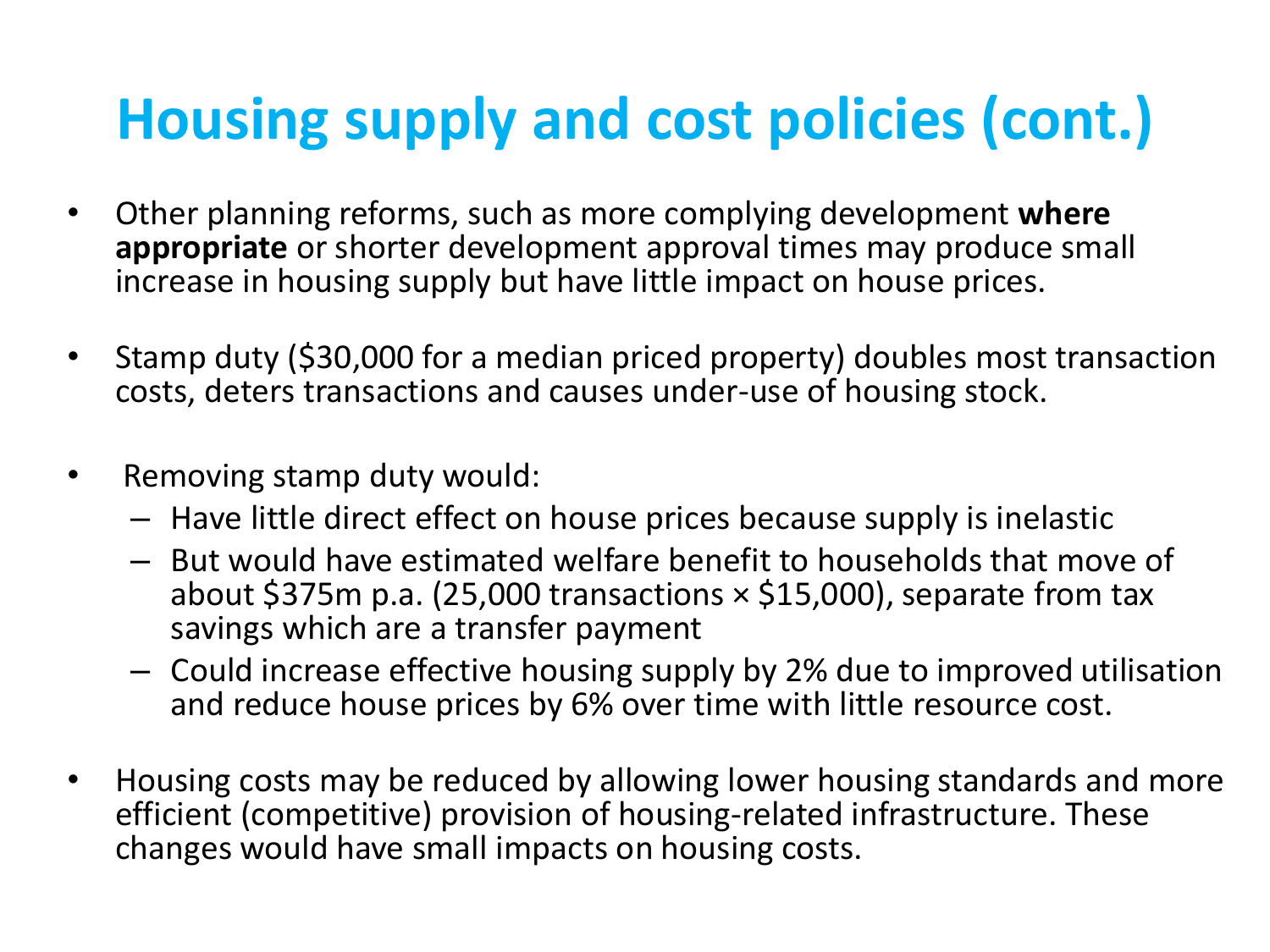# Housing supply and cost policies (cont.)

- Other planning reforms, such as more complying development **where appropriate** or shorter development approval times may produce small increase in housing supply but have little impact on house prices.
- Stamp duty ($30,000 for a median priced property) doubles most transaction costs, deters transactions and causes under-use of housing stock.
- Removing stamp duty would:
  - Have little direct effect on house prices because supply is inelastic
  - But would have estimated welfare benefit to households that move of about $375m p.a. (25,000 transactions × $15,000), separate from tax savings which are a transfer payment
  - Could increase effective housing supply by 2% due to improved utilisation and reduce house prices by 6% over time with little resource cost.
- Housing costs may be reduced by allowing lower housing standards and more efficient (competitive) provision of housing-related infrastructure. These changes would have small impacts on housing costs.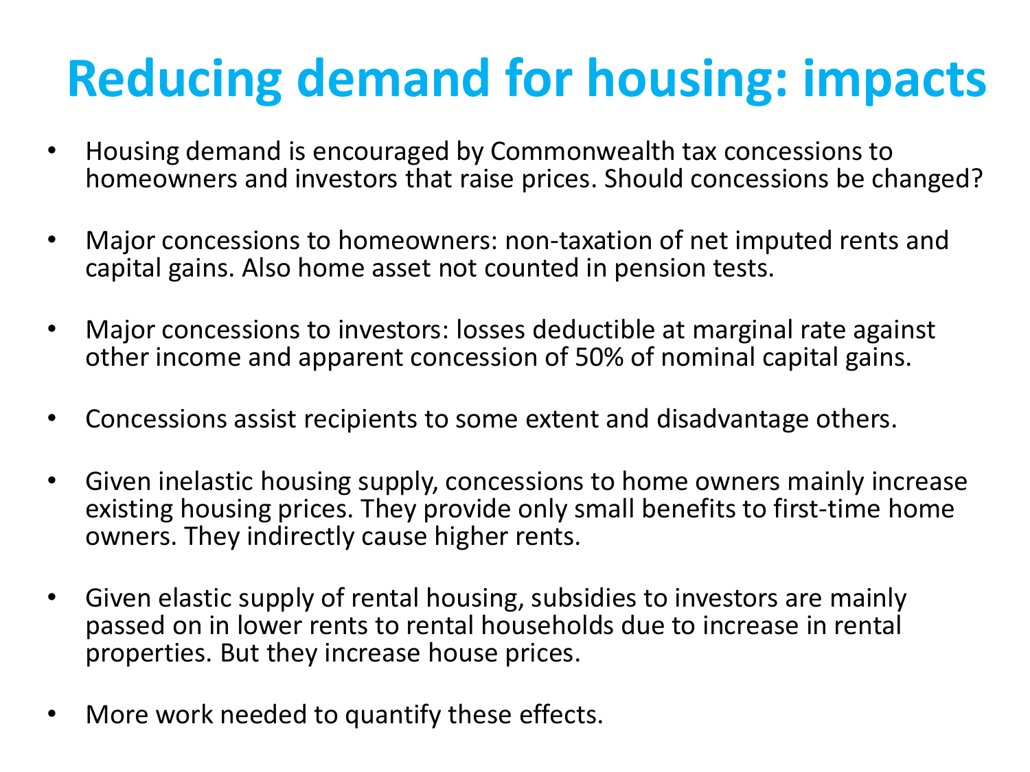# Reducing demand for housing: impacts

- Housing demand is encouraged by Commonwealth tax concessions to homeowners and investors that raise prices. Should concessions be changed?
- Major concessions to homeowners: non-taxation of net imputed rents and capital gains. Also home asset not counted in pension tests.
- Major concessions to investors: losses deductible at marginal rate against other income and apparent concession of 50% of nominal capital gains.
- Concessions assist recipients to some extent and disadvantage others.
- Given inelastic housing supply, concessions to home owners mainly increase existing housing prices. They provide only small benefits to first-time home owners. They indirectly cause higher rents.
- Given elastic supply of rental housing, subsidies to investors are mainly passed on in lower rents to rental households due to increase in rental properties. But they increase house prices.
- More work needed to quantify these effects.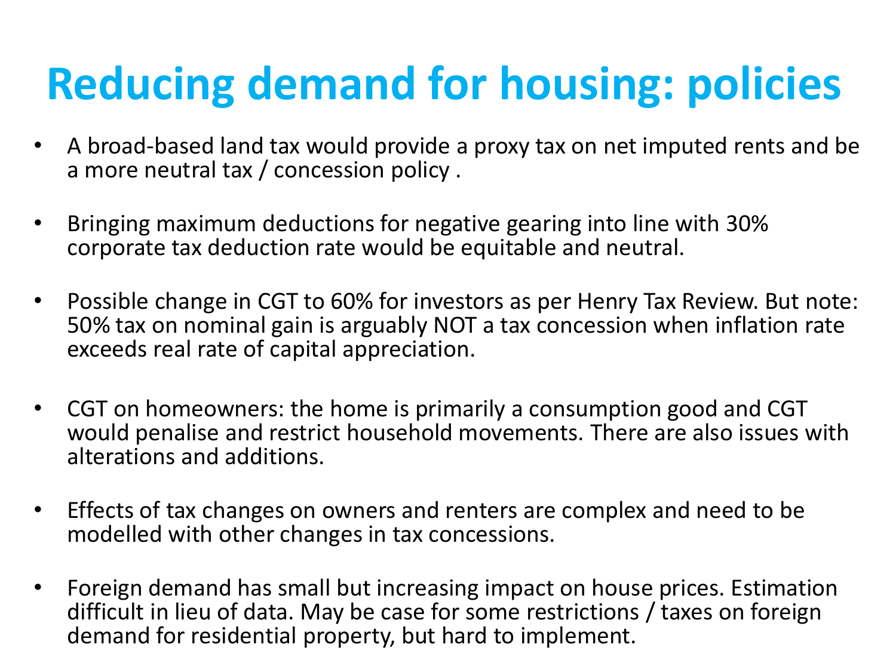# Reducing demand for housing: policies

- A broad-based land tax would provide a proxy tax on net imputed rents and be a more neutral tax / concession policy .
- Bringing maximum deductions for negative gearing into line with 30% corporate tax deduction rate would be equitable and neutral.
- Possible change in CGT to 60% for investors as per Henry Tax Review. But note: 50% tax on nominal gain is arguably NOT a tax concession when inflation rate exceeds real rate of capital appreciation.
- CGT on homeowners: the home is primarily a consumption good and CGT would penalise and restrict household movements. There are also issues with alterations and additions.
- Effects of tax changes on owners and renters are complex and need to be modelled with other changes in tax concessions.
- Foreign demand has small but increasing impact on house prices. Estimation difficult in lieu of data. May be case for some restrictions / taxes on foreign demand for residential property, but hard to implement.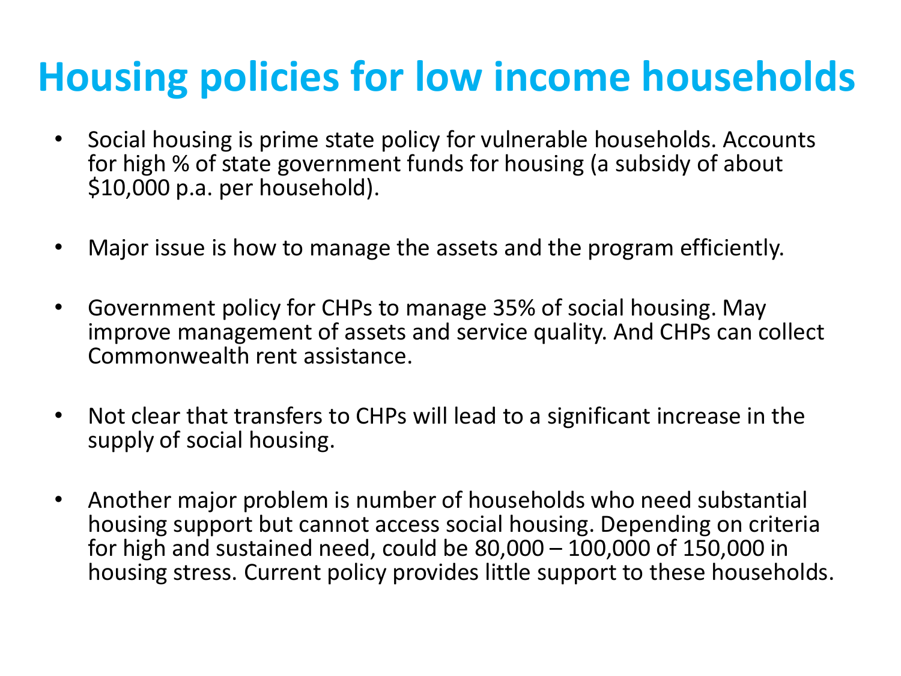# Housing policies for low income households

- Social housing is prime state policy for vulnerable households. Accounts for high % of state government funds for housing (a subsidy of about $10,000 p.a. per household).

- Major issue is how to manage the assets and the program efficiently.

- Government policy for CHPs to manage 35% of social housing. May improve management of assets and service quality. And CHPs can collect Commonwealth rent assistance.

- Not clear that transfers to CHPs will lead to a significant increase in the supply of social housing.

- Another major problem is number of households who need substantial housing support but cannot access social housing. Depending on criteria for high and sustained need, could be 80,000 – 100,000 of 150,000 in housing stress. Current policy provides little support to these households.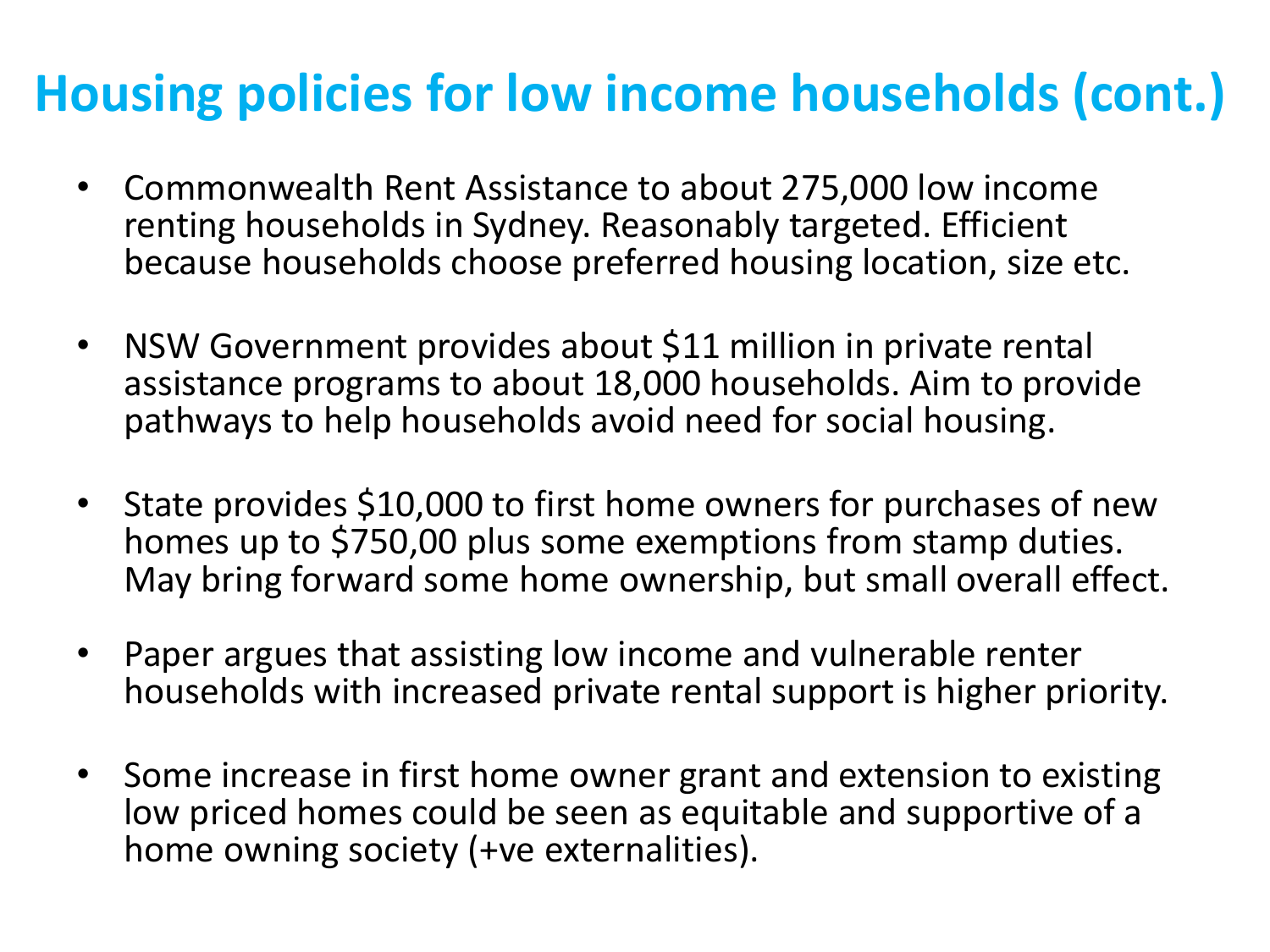# Housing policies for low income households (cont.)

- Commonwealth Rent Assistance to about 275,000 low income renting households in Sydney. Reasonably targeted. Efficient because households choose preferred housing location, size etc.

- NSW Government provides about $11 million in private rental assistance programs to about 18,000 households. Aim to provide pathways to help households avoid need for social housing.

- State provides $10,000 to first home owners for purchases of new homes up to $750,00 plus some exemptions from stamp duties. May bring forward some home ownership, but small overall effect.

- Paper argues that assisting low income and vulnerable renter households with increased private rental support is higher priority.

- Some increase in first home owner grant and extension to existing low priced homes could be seen as equitable and supportive of a home owning society (+ve externalities).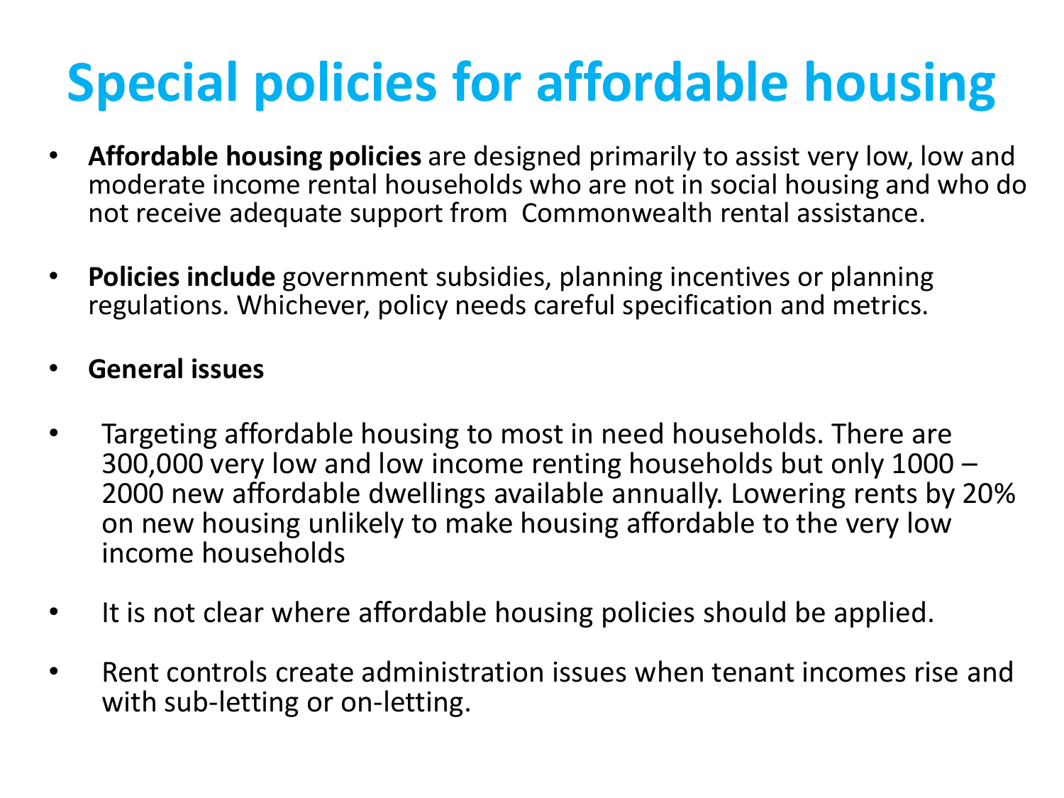# Special policies for affordable housing

- **Affordable housing policies** are designed primarily to assist very low, low and moderate income rental households who are not in social housing and who do not receive adequate support from Commonwealth rental assistance.

- **Policies include** government subsidies, planning incentives or planning regulations. Whichever, policy needs careful specification and metrics.

- **General issues**

- Targeting affordable housing to most in need households. There are 300,000 very low and low income renting households but only 1000 – 2000 new affordable dwellings available annually. Lowering rents by 20% on new housing unlikely to make housing affordable to the very low income households

- It is not clear where affordable housing policies should be applied.

- Rent controls create administration issues when tenant incomes rise and with sub-letting or on-letting.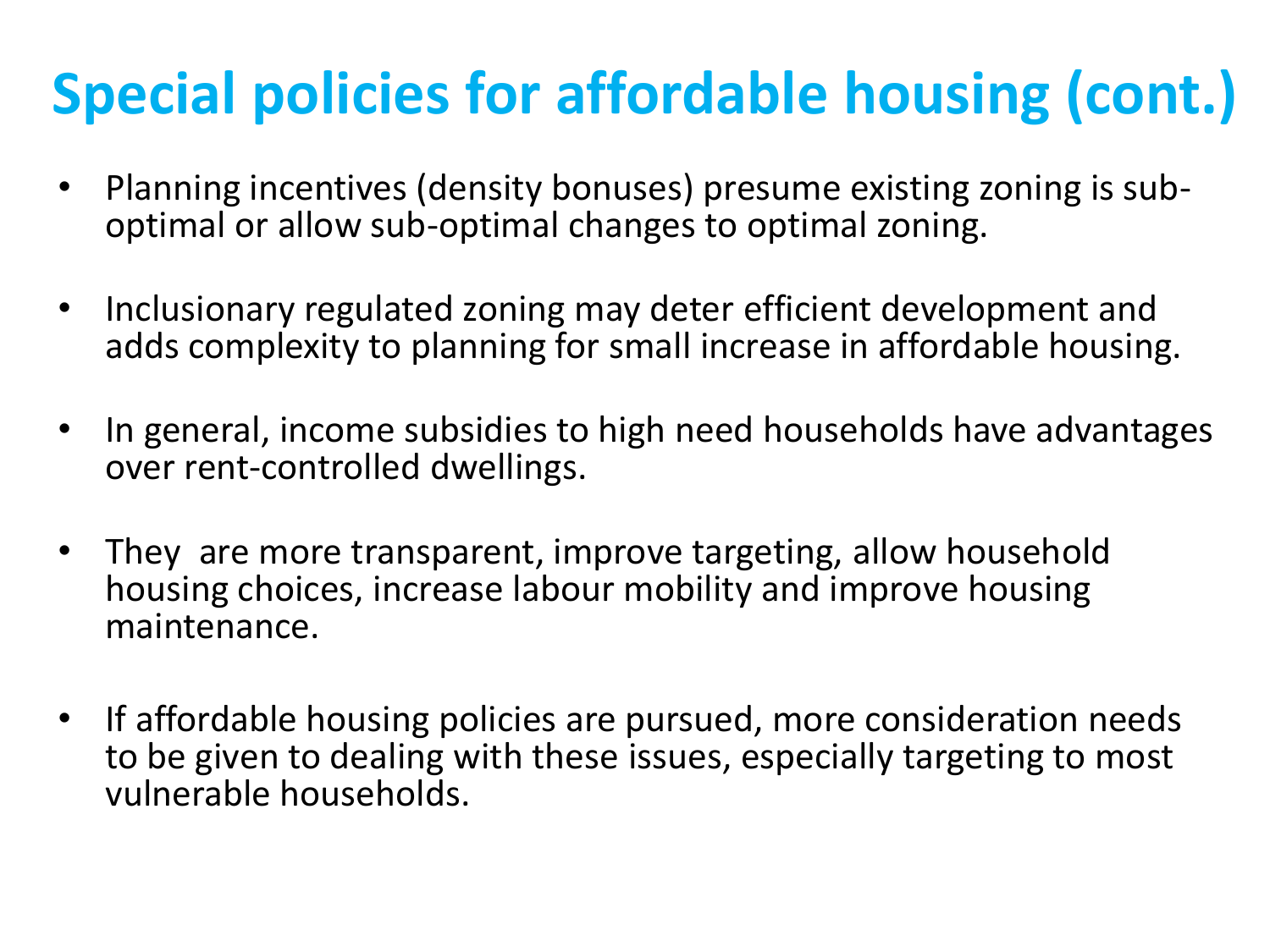# Special policies for affordable housing (cont.)

- Planning incentives (density bonuses) presume existing zoning is sub-optimal or allow sub-optimal changes to optimal zoning.
- Inclusionary regulated zoning may deter efficient development and adds complexity to planning for small increase in affordable housing.
- In general, income subsidies to high need households have advantages over rent-controlled dwellings.
- They are more transparent, improve targeting, allow household housing choices, increase labour mobility and improve housing maintenance.
- If affordable housing policies are pursued, more consideration needs to be given to dealing with these issues, especially targeting to most vulnerable households.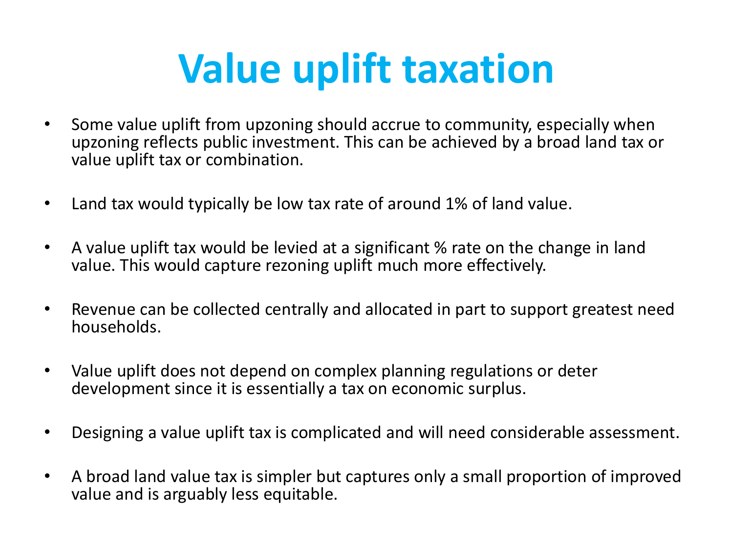# Value uplift taxation

- Some value uplift from upzoning should accrue to community, especially when upzoning reflects public investment. This can be achieved by a broad land tax or value uplift tax or combination.
- Land tax would typically be low tax rate of around 1% of land value.
- A value uplift tax would be levied at a significant % rate on the change in land value. This would capture rezoning uplift much more effectively.
- Revenue can be collected centrally and allocated in part to support greatest need households.
- Value uplift does not depend on complex planning regulations or deter development since it is essentially a tax on economic surplus.
- Designing a value uplift tax is complicated and will need considerable assessment.
- A broad land value tax is simpler but captures only a small proportion of improved value and is arguably less equitable.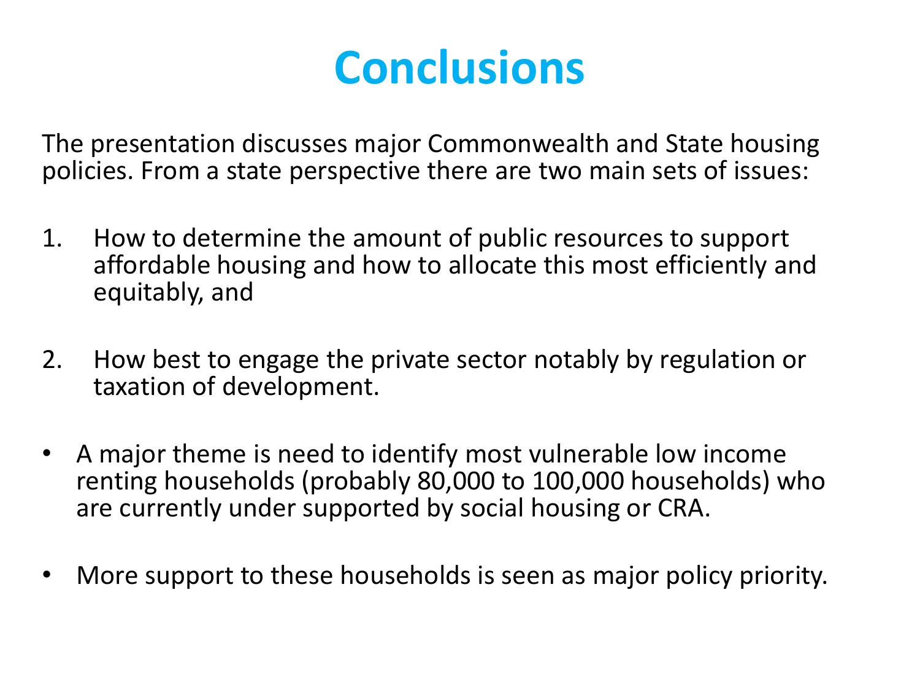# Conclusions

The presentation discusses major Commonwealth and State housing policies. From a state perspective there are two main sets of issues:

1. How to determine the amount of public resources to support affordable housing and how to allocate this most efficiently and equitably, and

2. How best to engage the private sector notably by regulation or taxation of development.

- A major theme is need to identify most vulnerable low income renting households (probably 80,000 to 100,000 households) who are currently under supported by social housing or CRA.

- More support to these households is seen as major policy priority.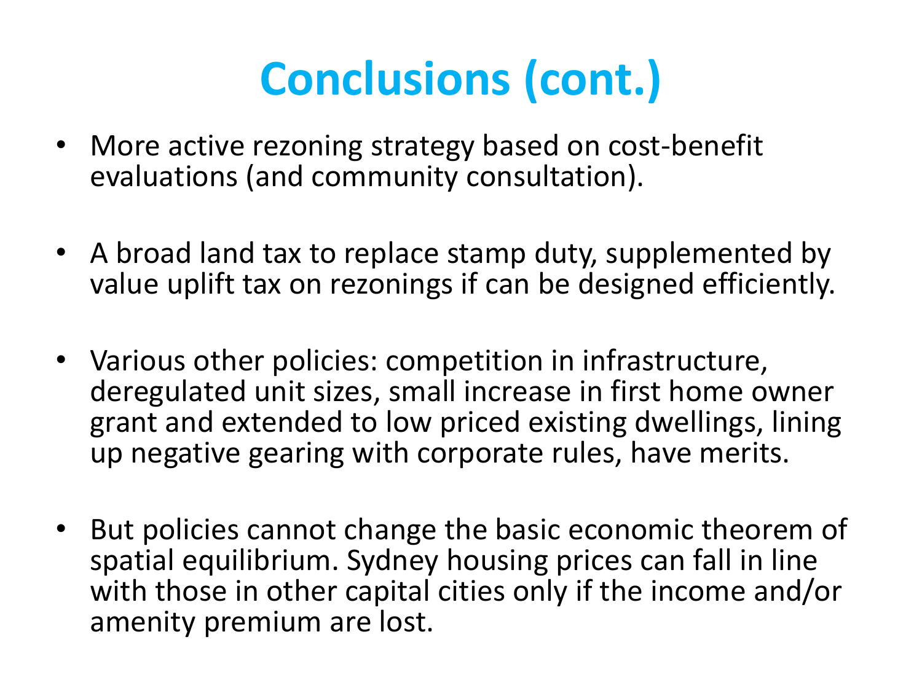# Conclusions (cont.)

- More active rezoning strategy based on cost-benefit evaluations (and community consultation).

- A broad land tax to replace stamp duty, supplemented by value uplift tax on rezonings if can be designed efficiently.

- Various other policies: competition in infrastructure, deregulated unit sizes, small increase in first home owner grant and extended to low priced existing dwellings, lining up negative gearing with corporate rules, have merits.

- But policies cannot change the basic economic theorem of spatial equilibrium. Sydney housing prices can fall in line with those in other capital cities only if the income and/or amenity premium are lost.